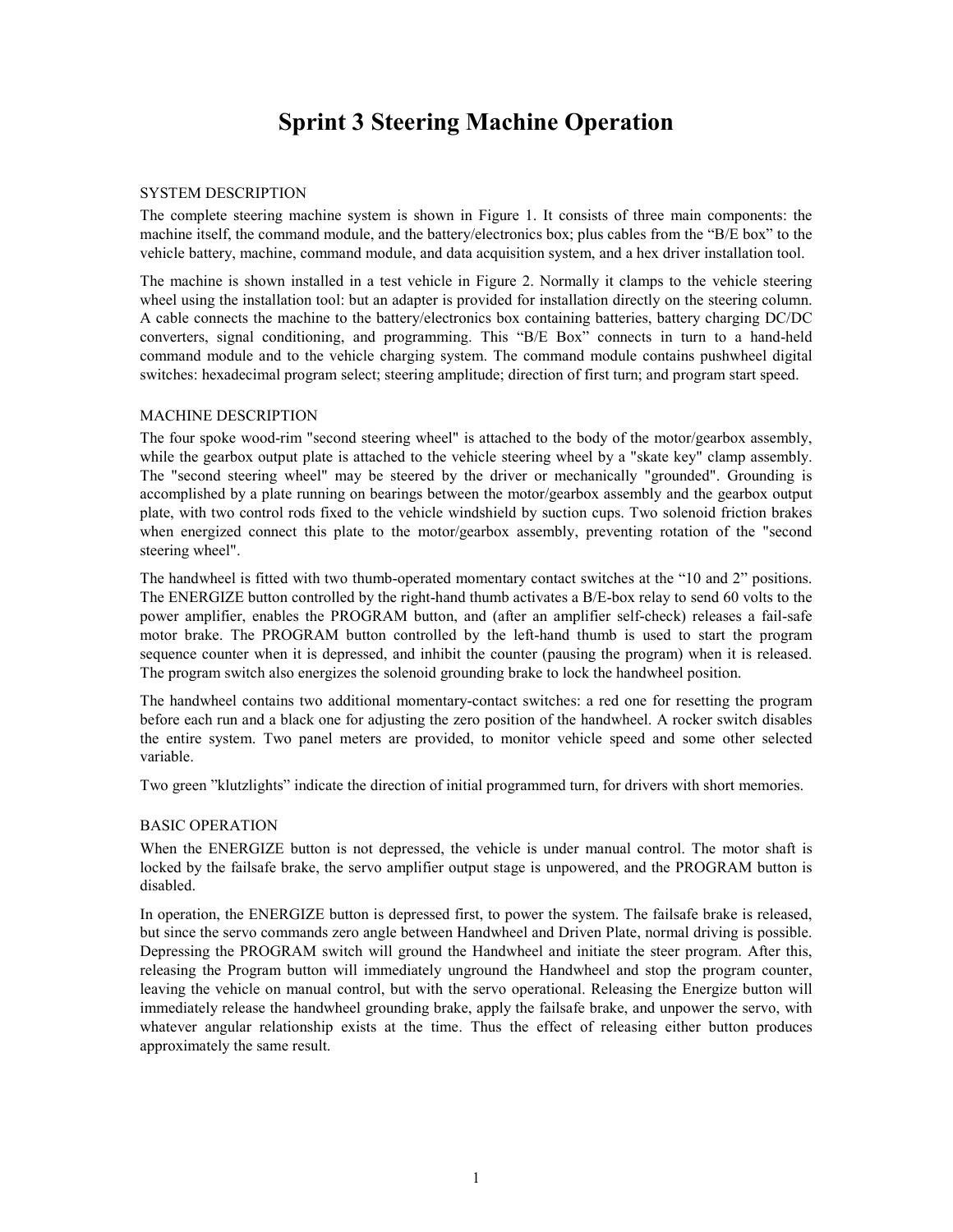# Sprint 3 Steering Machine Operation

## SYSTEM DESCRIPTION

The complete steering machine system is shown in Figure 1. It consists of three main components: the machine itself, the command module, and the battery/electronics box; plus cables from the "B/E box" to the vehicle battery, machine, command module, and data acquisition system, and a hex driver installation tool.

The machine is shown installed in a test vehicle in Figure 2. Normally it clamps to the vehicle steering wheel using the installation tool: but an adapter is provided for installation directly on the steering column. A cable connects the machine to the battery/electronics box containing batteries, battery charging DC/DC converters, signal conditioning, and programming. This "B/E Box" connects in turn to a hand-held command module and to the vehicle charging system. The command module contains pushwheel digital switches: hexadecimal program select; steering amplitude; direction of first turn; and program start speed.

## MACHINE DESCRIPTION

The four spoke wood-rim "second steering wheel" is attached to the body of the motor/gearbox assembly, while the gearbox output plate is attached to the vehicle steering wheel by a "skate key" clamp assembly. The "second steering wheel" may be steered by the driver or mechanically "grounded". Grounding is accomplished by a plate running on bearings between the motor/gearbox assembly and the gearbox output plate, with two control rods fixed to the vehicle windshield by suction cups. Two solenoid friction brakes when energized connect this plate to the motor/gearbox assembly, preventing rotation of the "second steering wheel".

The handwheel is fitted with two thumb-operated momentary contact switches at the "10 and 2" positions. The ENERGIZE button controlled by the right-hand thumb activates a B/E-box relay to send 60 volts to the power amplifier, enables the PROGRAM button, and (after an amplifier self-check) releases a fail-safe motor brake. The PROGRAM button controlled by the left-hand thumb is used to start the program sequence counter when it is depressed, and inhibit the counter (pausing the program) when it is released. The program switch also energizes the solenoid grounding brake to lock the handwheel position.

The handwheel contains two additional momentary-contact switches: a red one for resetting the program before each run and a black one for adjusting the zero position of the handwheel. A rocker switch disables the entire system. Two panel meters are provided, to monitor vehicle speed and some other selected variable.

Two green "klutzlights" indicate the direction of initial programmed turn, for drivers with short memories.

## BASIC OPERATION

When the ENERGIZE button is not depressed, the vehicle is under manual control. The motor shaft is locked by the failsafe brake, the servo amplifier output stage is unpowered, and the PROGRAM button is disabled.

In operation, the ENERGIZE button is depressed first, to power the system. The failsafe brake is released, but since the servo commands zero angle between Handwheel and Driven Plate, normal driving is possible. Depressing the PROGRAM switch will ground the Handwheel and initiate the steer program. After this, releasing the Program button will immediately unground the Handwheel and stop the program counter, leaving the vehicle on manual control, but with the servo operational. Releasing the Energize button will immediately release the handwheel grounding brake, apply the failsafe brake, and unpower the servo, with whatever angular relationship exists at the time. Thus the effect of releasing either button produces approximately the same result.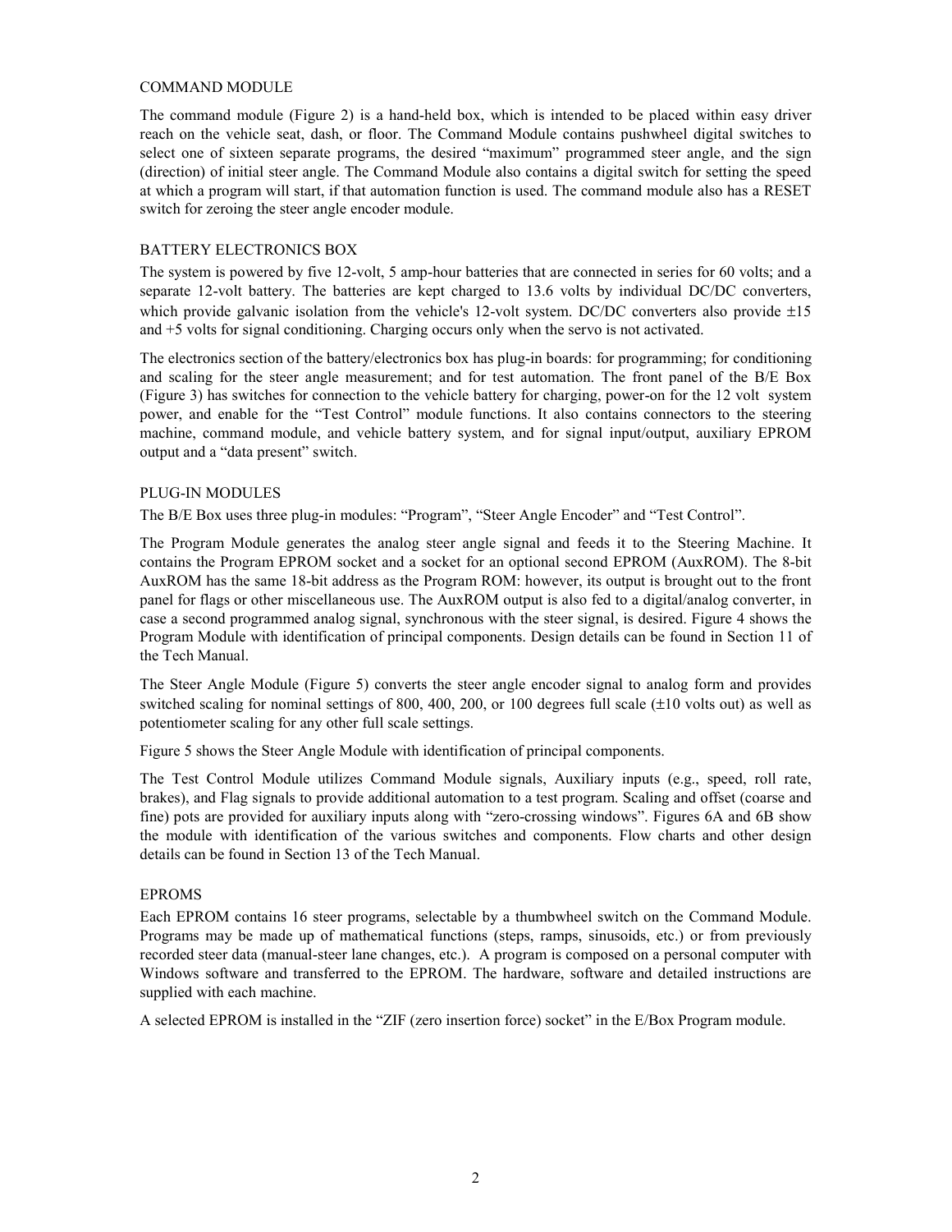## COMMAND MODULE

The command module (Figure 2) is a hand-held box, which is intended to be placed within easy driver reach on the vehicle seat, dash, or floor. The Command Module contains pushwheel digital switches to select one of sixteen separate programs, the desired "maximum" programmed steer angle, and the sign (direction) of initial steer angle. The Command Module also contains a digital switch for setting the speed at which a program will start, if that automation function is used. The command module also has a RESET switch for zeroing the steer angle encoder module.

## BATTERY ELECTRONICS BOX

The system is powered by five 12-volt, 5 amp-hour batteries that are connected in series for 60 volts; and a separate 12-volt battery. The batteries are kept charged to 13.6 volts by individual DC/DC converters, which provide galvanic isolation from the vehicle's 12-volt system. DC/DC converters also provide ±15 and +5 volts for signal conditioning. Charging occurs only when the servo is not activated.

The electronics section of the battery/electronics box has plug-in boards: for programming; for conditioning and scaling for the steer angle measurement; and for test automation. The front panel of the B/E Box (Figure 3) has switches for connection to the vehicle battery for charging, power-on for the 12 volt system power, and enable for the "Test Control" module functions. It also contains connectors to the steering machine, command module, and vehicle battery system, and for signal input/output, auxiliary EPROM output and a "data present" switch.

## PLUG-IN MODULES

The B/E Box uses three plug-in modules: "Program", "Steer Angle Encoder" and "Test Control".

The Program Module generates the analog steer angle signal and feeds it to the Steering Machine. It contains the Program EPROM socket and a socket for an optional second EPROM (AuxROM). The 8-bit AuxROM has the same 18-bit address as the Program ROM: however, its output is brought out to the front panel for flags or other miscellaneous use. The AuxROM output is also fed to a digital/analog converter, in case a second programmed analog signal, synchronous with the steer signal, is desired. Figure 4 shows the Program Module with identification of principal components. Design details can be found in Section 11 of the Tech Manual.

The Steer Angle Module (Figure 5) converts the steer angle encoder signal to analog form and provides switched scaling for nominal settings of 800, 400, 200, or 100 degrees full scale (±10 volts out) as well as potentiometer scaling for any other full scale settings.

Figure 5 shows the Steer Angle Module with identification of principal components.

The Test Control Module utilizes Command Module signals, Auxiliary inputs (e.g., speed, roll rate, brakes), and Flag signals to provide additional automation to a test program. Scaling and offset (coarse and fine) pots are provided for auxiliary inputs along with "zero-crossing windows". Figures 6A and 6B show the module with identification of the various switches and components. Flow charts and other design details can be found in Section 13 of the Tech Manual.

## EPROMS

Each EPROM contains 16 steer programs, selectable by a thumbwheel switch on the Command Module. Programs may be made up of mathematical functions (steps, ramps, sinusoids, etc.) or from previously recorded steer data (manual-steer lane changes, etc.). A program is composed on a personal computer with Windows software and transferred to the EPROM. The hardware, software and detailed instructions are supplied with each machine.

A selected EPROM is installed in the "ZIF (zero insertion force) socket" in the E/Box Program module.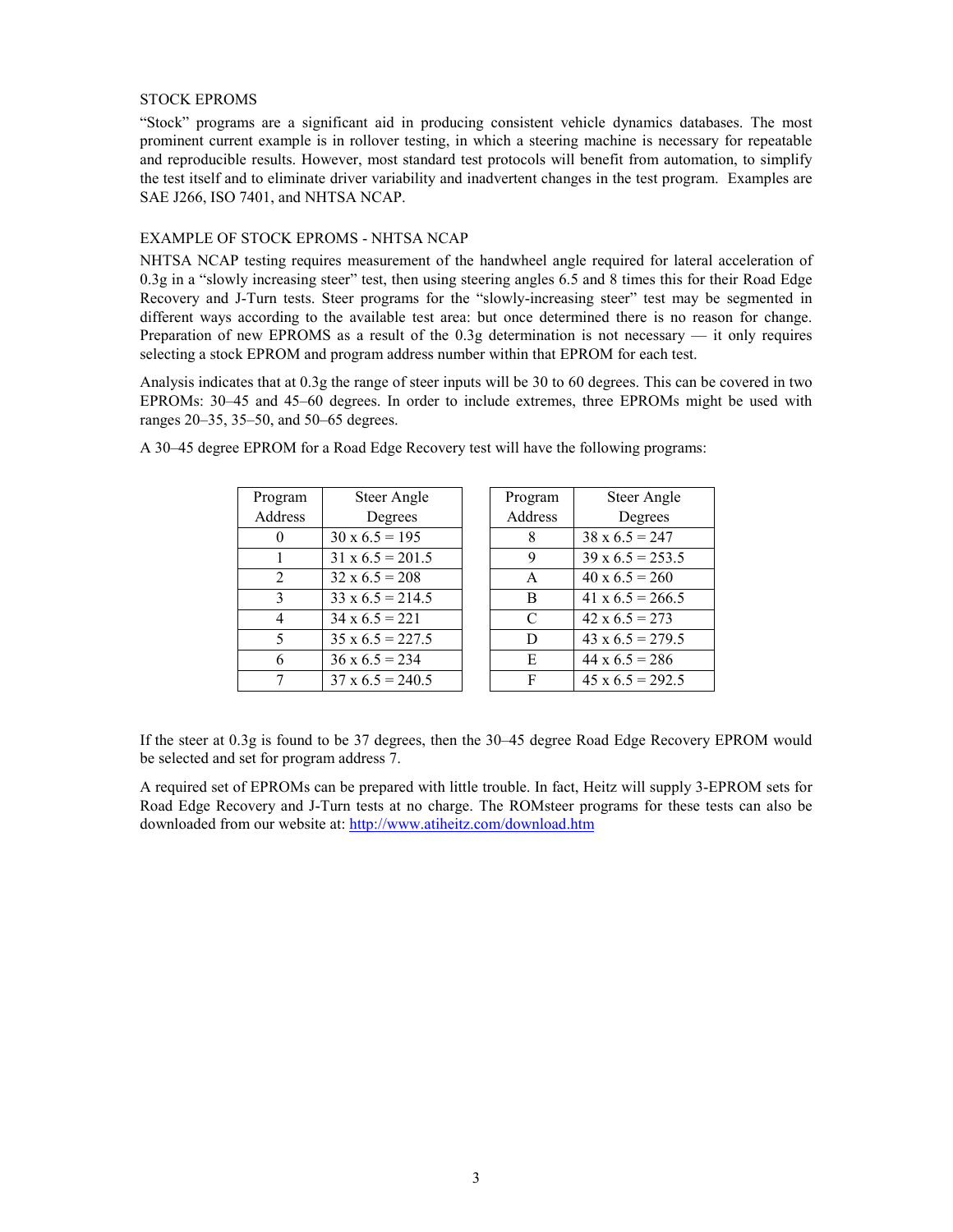## STOCK EPROMS

"Stock" programs are a significant aid in producing consistent vehicle dynamics databases. The most prominent current example is in rollover testing, in which a steering machine is necessary for repeatable and reproducible results. However, most standard test protocols will benefit from automation, to simplify the test itself and to eliminate driver variability and inadvertent changes in the test program. Examples are SAE J266, ISO 7401, and NHTSA NCAP.

## EXAMPLE OF STOCK EPROMS - NHTSA NCAP

NHTSA NCAP testing requires measurement of the handwheel angle required for lateral acceleration of 0.3g in a "slowly increasing steer" test, then using steering angles 6.5 and 8 times this for their Road Edge Recovery and J-Turn tests. Steer programs for the "slowly-increasing steer" test may be segmented in different ways according to the available test area: but once determined there is no reason for change. Preparation of new EPROMS as a result of the 0.3g determination is not necessary — it only requires selecting a stock EPROM and program address number within that EPROM for each test.

Analysis indicates that at 0.3g the range of steer inputs will be 30 to 60 degrees. This can be covered in two EPROMs: 30–45 and 45–60 degrees. In order to include extremes, three EPROMs might be used with ranges 20–35, 35–50, and 50–65 degrees.

A 30–45 degree EPROM for a Road Edge Recovery test will have the following programs:

| Program Address | Steer Angle Degrees |
|---|---|
| 0 | 30 x 6.5 = 195 |
| 1 | 31 x 6.5 = 201.5 |
| 2 | 32 x 6.5 = 208 |
| 3 | 33 x 6.5 = 214.5 |
| 4 | 34 x 6.5 = 221 |
| 5 | 35 x 6.5 = 227.5 |
| 6 | 36 x 6.5 = 234 |
| 7 | 37 x 6.5 = 240.5 |

| Program Address | Steer Angle Degrees |
|---|---|
| 8 | 38 x 6.5 = 247 |
| 9 | 39 x 6.5 = 253.5 |
| A | 40 x 6.5 = 260 |
| B | 41 x 6.5 = 266.5 |
| C | 42 x 6.5 = 273 |
| D | 43 x 6.5 = 279.5 |
| E | 44 x 6.5 = 286 |
| F | 45 x 6.5 = 292.5 |

If the steer at 0.3g is found to be 37 degrees, then the 30–45 degree Road Edge Recovery EPROM would be selected and set for program address 7.

A required set of EPROMs can be prepared with little trouble. In fact, Heitz will supply 3-EPROM sets for Road Edge Recovery and J-Turn tests at no charge. The ROMsteer programs for these tests can also be downloaded from our website at: http://www.atiheitz.com/download.htm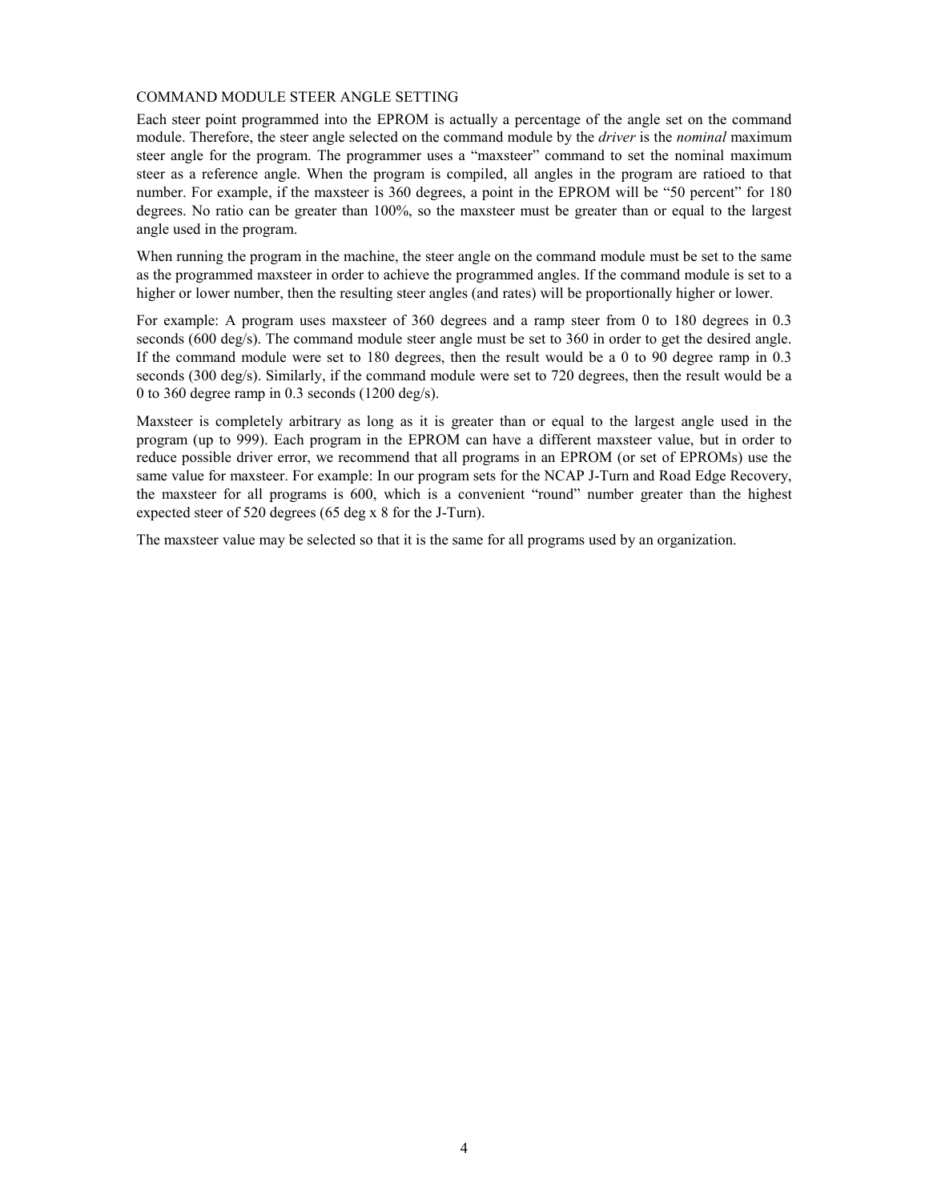## COMMAND MODULE STEER ANGLE SETTING

Each steer point programmed into the EPROM is actually a percentage of the angle set on the command module. Therefore, the steer angle selected on the command module by the *driver* is the *nominal* maximum steer angle for the program. The programmer uses a "maxsteer" command to set the nominal maximum steer as a reference angle. When the program is compiled, all angles in the program are ratioed to that number. For example, if the maxsteer is 360 degrees, a point in the EPROM will be "50 percent" for 180 degrees. No ratio can be greater than 100%, so the maxsteer must be greater than or equal to the largest angle used in the program.

When running the program in the machine, the steer angle on the command module must be set to the same as the programmed maxsteer in order to achieve the programmed angles. If the command module is set to a higher or lower number, then the resulting steer angles (and rates) will be proportionally higher or lower.

For example: A program uses maxsteer of 360 degrees and a ramp steer from 0 to 180 degrees in 0.3 seconds (600 deg/s). The command module steer angle must be set to 360 in order to get the desired angle. If the command module were set to 180 degrees, then the result would be a 0 to 90 degree ramp in 0.3 seconds (300 deg/s). Similarly, if the command module were set to 720 degrees, then the result would be a 0 to 360 degree ramp in 0.3 seconds (1200 deg/s).

Maxsteer is completely arbitrary as long as it is greater than or equal to the largest angle used in the program (up to 999). Each program in the EPROM can have a different maxsteer value, but in order to reduce possible driver error, we recommend that all programs in an EPROM (or set of EPROMs) use the same value for maxsteer. For example: In our program sets for the NCAP J-Turn and Road Edge Recovery, the maxsteer for all programs is 600, which is a convenient "round" number greater than the highest expected steer of 520 degrees (65 deg x 8 for the J-Turn).

The maxsteer value may be selected so that it is the same for all programs used by an organization.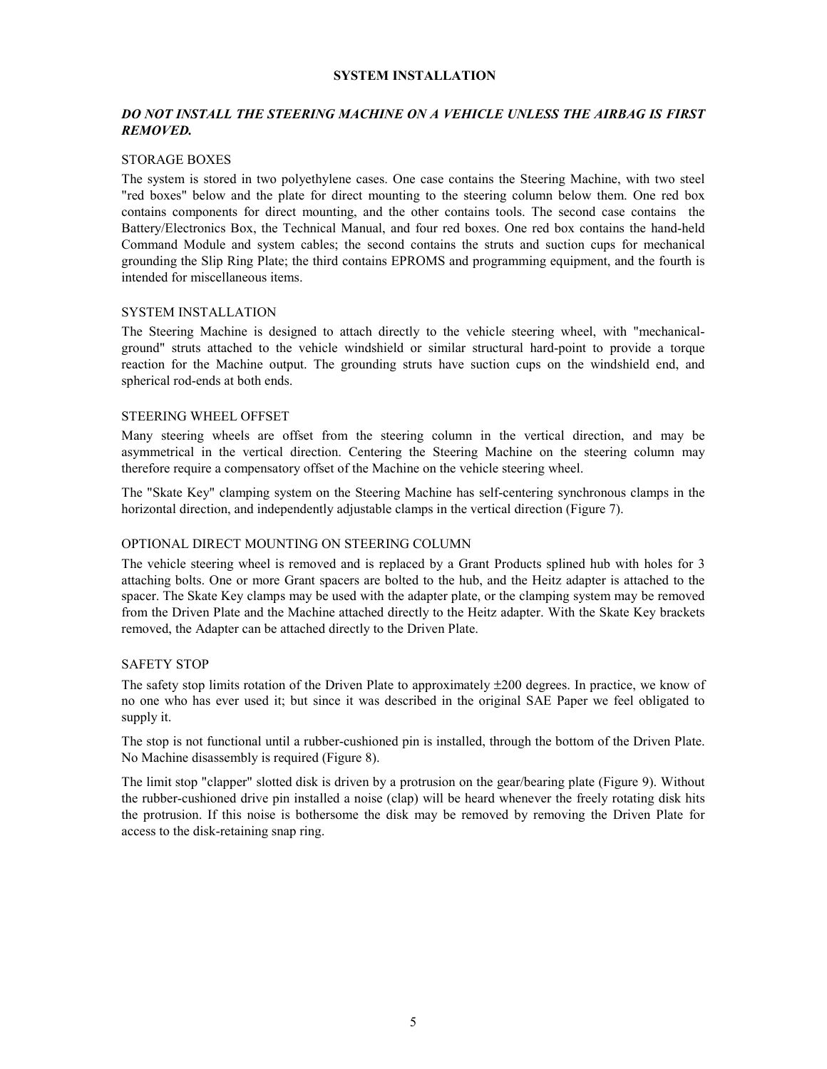# SYSTEM INSTALLATION

***DO NOT INSTALL THE STEERING MACHINE ON A VEHICLE UNLESS THE AIRBAG IS FIRST REMOVED.***

## STORAGE BOXES

The system is stored in two polyethylene cases. One case contains the Steering Machine, with two steel "red boxes" below and the plate for direct mounting to the steering column below them. One red box contains components for direct mounting, and the other contains tools. The second case contains the Battery/Electronics Box, the Technical Manual, and four red boxes. One red box contains the hand-held Command Module and system cables; the second contains the struts and suction cups for mechanical grounding the Slip Ring Plate; the third contains EPROMS and programming equipment, and the fourth is intended for miscellaneous items.

## SYSTEM INSTALLATION

The Steering Machine is designed to attach directly to the vehicle steering wheel, with "mechanical-ground" struts attached to the vehicle windshield or similar structural hard-point to provide a torque reaction for the Machine output. The grounding struts have suction cups on the windshield end, and spherical rod-ends at both ends.

## STEERING WHEEL OFFSET

Many steering wheels are offset from the steering column in the vertical direction, and may be asymmetrical in the vertical direction. Centering the Steering Machine on the steering column may therefore require a compensatory offset of the Machine on the vehicle steering wheel.

The "Skate Key" clamping system on the Steering Machine has self-centering synchronous clamps in the horizontal direction, and independently adjustable clamps in the vertical direction (Figure 7).

## OPTIONAL DIRECT MOUNTING ON STEERING COLUMN

The vehicle steering wheel is removed and is replaced by a Grant Products splined hub with holes for 3 attaching bolts. One or more Grant spacers are bolted to the hub, and the Heitz adapter is attached to the spacer. The Skate Key clamps may be used with the adapter plate, or the clamping system may be removed from the Driven Plate and the Machine attached directly to the Heitz adapter. With the Skate Key brackets removed, the Adapter can be attached directly to the Driven Plate.

## SAFETY STOP

The safety stop limits rotation of the Driven Plate to approximately ±200 degrees. In practice, we know of no one who has ever used it; but since it was described in the original SAE Paper we feel obligated to supply it.

The stop is not functional until a rubber-cushioned pin is installed, through the bottom of the Driven Plate. No Machine disassembly is required (Figure 8).

The limit stop "clapper" slotted disk is driven by a protrusion on the gear/bearing plate (Figure 9). Without the rubber-cushioned drive pin installed a noise (clap) will be heard whenever the freely rotating disk hits the protrusion. If this noise is bothersome the disk may be removed by removing the Driven Plate for access to the disk-retaining snap ring.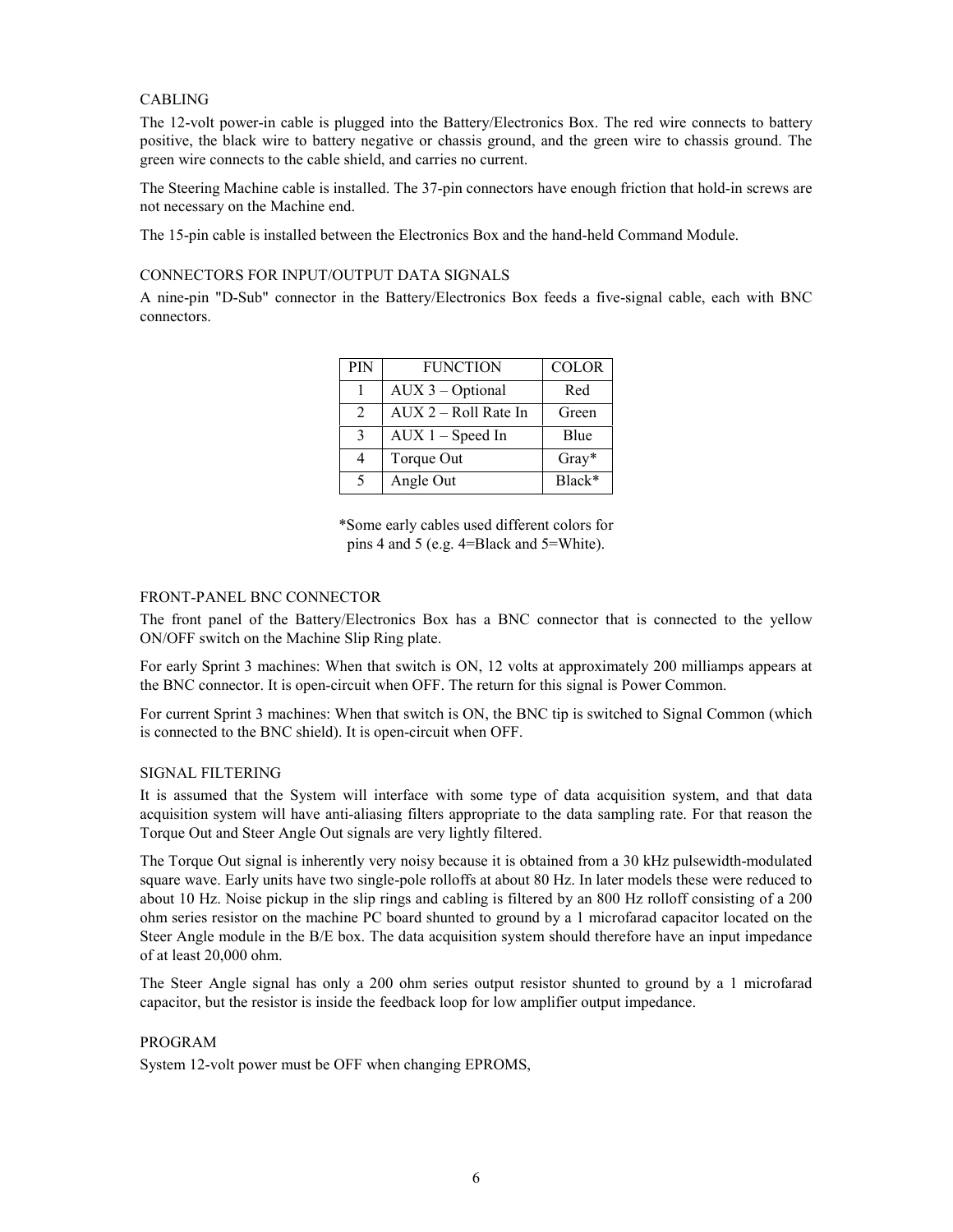## CABLING

The 12-volt power-in cable is plugged into the Battery/Electronics Box. The red wire connects to battery positive, the black wire to battery negative or chassis ground, and the green wire to chassis ground. The green wire connects to the cable shield, and carries no current.

The Steering Machine cable is installed. The 37-pin connectors have enough friction that hold-in screws are not necessary on the Machine end.

The 15-pin cable is installed between the Electronics Box and the hand-held Command Module.

## CONNECTORS FOR INPUT/OUTPUT DATA SIGNALS

A nine-pin "D-Sub" connector in the Battery/Electronics Box feeds a five-signal cable, each with BNC connectors.

| PIN | FUNCTION | COLOR |
|---|---|---|
| 1 | AUX 3 – Optional | Red |
| 2 | AUX 2 – Roll Rate In | Green |
| 3 | AUX 1 – Speed In | Blue |
| 4 | Torque Out | Gray* |
| 5 | Angle Out | Black* |

*Some early cables used different colors for pins 4 and 5 (e.g. 4=Black and 5=White).

## FRONT-PANEL BNC CONNECTOR

The front panel of the Battery/Electronics Box has a BNC connector that is connected to the yellow ON/OFF switch on the Machine Slip Ring plate.

For early Sprint 3 machines: When that switch is ON, 12 volts at approximately 200 milliamps appears at the BNC connector. It is open-circuit when OFF. The return for this signal is Power Common.

For current Sprint 3 machines: When that switch is ON, the BNC tip is switched to Signal Common (which is connected to the BNC shield). It is open-circuit when OFF.

## SIGNAL FILTERING

It is assumed that the System will interface with some type of data acquisition system, and that data acquisition system will have anti-aliasing filters appropriate to the data sampling rate. For that reason the Torque Out and Steer Angle Out signals are very lightly filtered.

The Torque Out signal is inherently very noisy because it is obtained from a 30 kHz pulsewidth-modulated square wave. Early units have two single-pole rolloffs at about 80 Hz. In later models these were reduced to about 10 Hz. Noise pickup in the slip rings and cabling is filtered by an 800 Hz rolloff consisting of a 200 ohm series resistor on the machine PC board shunted to ground by a 1 microfarad capacitor located on the Steer Angle module in the B/E box. The data acquisition system should therefore have an input impedance of at least 20,000 ohm.

The Steer Angle signal has only a 200 ohm series output resistor shunted to ground by a 1 microfarad capacitor, but the resistor is inside the feedback loop for low amplifier output impedance.

## PROGRAM

System 12-volt power must be OFF when changing EPROMS,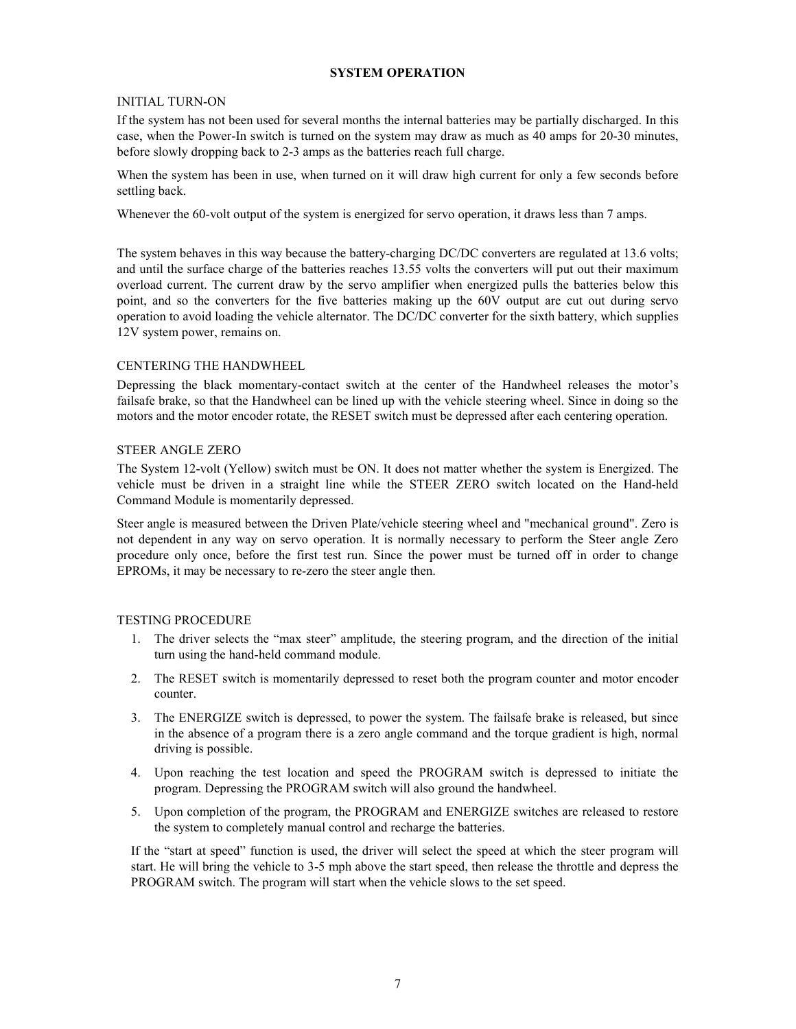# SYSTEM OPERATION

## INITIAL TURN-ON

If the system has not been used for several months the internal batteries may be partially discharged. In this case, when the Power-In switch is turned on the system may draw as much as 40 amps for 20-30 minutes, before slowly dropping back to 2-3 amps as the batteries reach full charge.

When the system has been in use, when turned on it will draw high current for only a few seconds before settling back.

Whenever the 60-volt output of the system is energized for servo operation, it draws less than 7 amps.

The system behaves in this way because the battery-charging DC/DC converters are regulated at 13.6 volts; and until the surface charge of the batteries reaches 13.55 volts the converters will put out their maximum overload current. The current draw by the servo amplifier when energized pulls the batteries below this point, and so the converters for the five batteries making up the 60V output are cut out during servo operation to avoid loading the vehicle alternator. The DC/DC converter for the sixth battery, which supplies 12V system power, remains on.

## CENTERING THE HANDWHEEL

Depressing the black momentary-contact switch at the center of the Handwheel releases the motor's failsafe brake, so that the Handwheel can be lined up with the vehicle steering wheel. Since in doing so the motors and the motor encoder rotate, the RESET switch must be depressed after each centering operation.

## STEER ANGLE ZERO

The System 12-volt (Yellow) switch must be ON. It does not matter whether the system is Energized. The vehicle must be driven in a straight line while the STEER ZERO switch located on the Hand-held Command Module is momentarily depressed.

Steer angle is measured between the Driven Plate/vehicle steering wheel and "mechanical ground". Zero is not dependent in any way on servo operation. It is normally necessary to perform the Steer angle Zero procedure only once, before the first test run. Since the power must be turned off in order to change EPROMs, it may be necessary to re-zero the steer angle then.

## TESTING PROCEDURE

1. The driver selects the "max steer" amplitude, the steering program, and the direction of the initial turn using the hand-held command module.
2. The RESET switch is momentarily depressed to reset both the program counter and motor encoder counter.
3. The ENERGIZE switch is depressed, to power the system. The failsafe brake is released, but since in the absence of a program there is a zero angle command and the torque gradient is high, normal driving is possible.
4. Upon reaching the test location and speed the PROGRAM switch is depressed to initiate the program. Depressing the PROGRAM switch will also ground the handwheel.
5. Upon completion of the program, the PROGRAM and ENERGIZE switches are released to restore the system to completely manual control and recharge the batteries.

If the "start at speed" function is used, the driver will select the speed at which the steer program will start. He will bring the vehicle to 3-5 mph above the start speed, then release the throttle and depress the PROGRAM switch. The program will start when the vehicle slows to the set speed.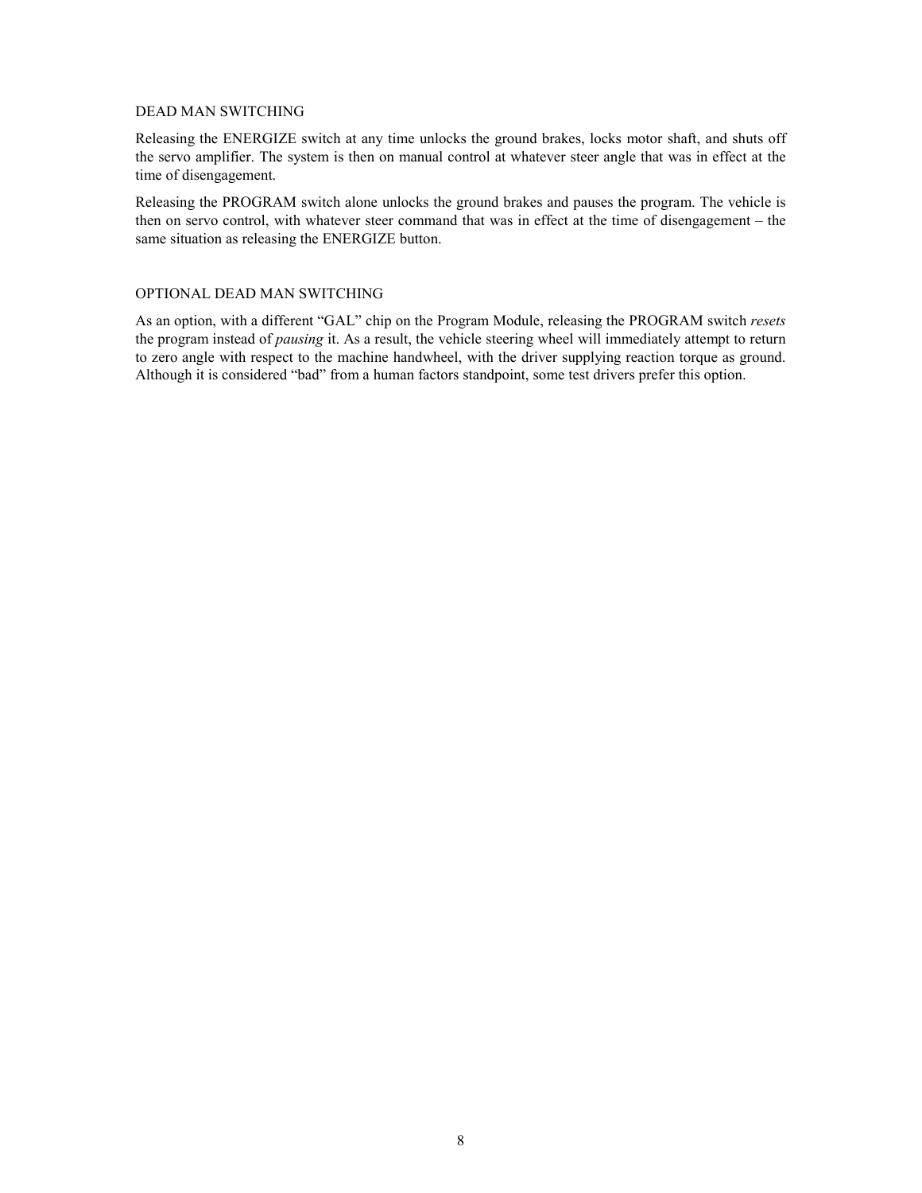## DEAD MAN SWITCHING

Releasing the ENERGIZE switch at any time unlocks the ground brakes, locks motor shaft, and shuts off the servo amplifier. The system is then on manual control at whatever steer angle that was in effect at the time of disengagement.

Releasing the PROGRAM switch alone unlocks the ground brakes and pauses the program. The vehicle is then on servo control, with whatever steer command that was in effect at the time of disengagement – the same situation as releasing the ENERGIZE button.

## OPTIONAL DEAD MAN SWITCHING

As an option, with a different "GAL" chip on the Program Module, releasing the PROGRAM switch *resets* the program instead of *pausing* it. As a result, the vehicle steering wheel will immediately attempt to return to zero angle with respect to the machine handwheel, with the driver supplying reaction torque as ground. Although it is considered "bad" from a human factors standpoint, some test drivers prefer this option.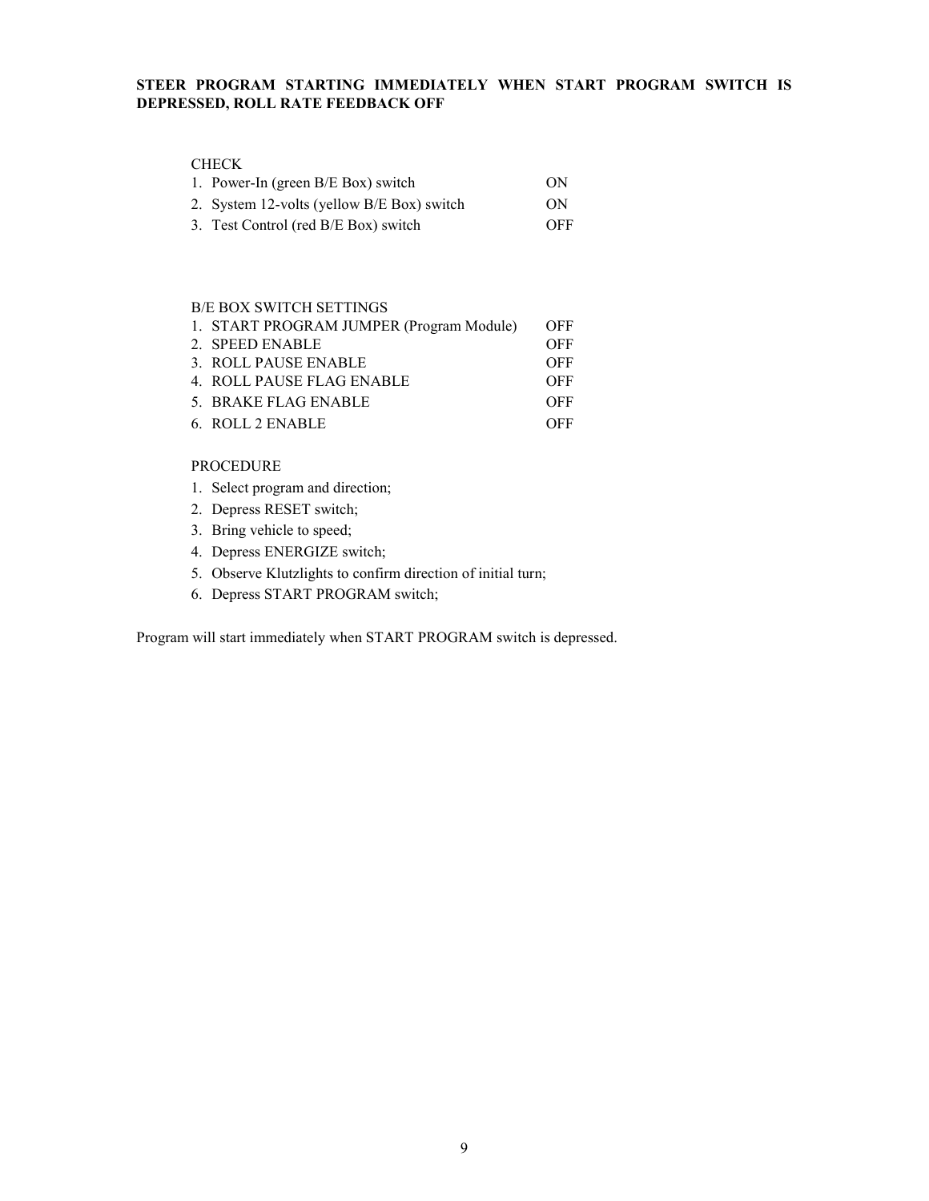**STEER PROGRAM STARTING IMMEDIATELY WHEN START PROGRAM SWITCH IS DEPRESSED, ROLL RATE FEEDBACK OFF**

CHECK

| | |
|---|---|
| 1. Power-In (green B/E Box) switch | ON |
| 2. System 12-volts (yellow B/E Box) switch | ON |
| 3. Test Control (red B/E Box) switch | OFF |

B/E BOX SWITCH SETTINGS

| | |
|---|---|
| 1. START PROGRAM JUMPER (Program Module) | OFF |
| 2. SPEED ENABLE | OFF |
| 3. ROLL PAUSE ENABLE | OFF |
| 4. ROLL PAUSE FLAG ENABLE | OFF |
| 5. BRAKE FLAG ENABLE | OFF |
| 6. ROLL 2 ENABLE | OFF |

PROCEDURE

1. Select program and direction;
2. Depress RESET switch;
3. Bring vehicle to speed;
4. Depress ENERGIZE switch;
5. Observe Klutzlights to confirm direction of initial turn;
6. Depress START PROGRAM switch;

Program will start immediately when START PROGRAM switch is depressed.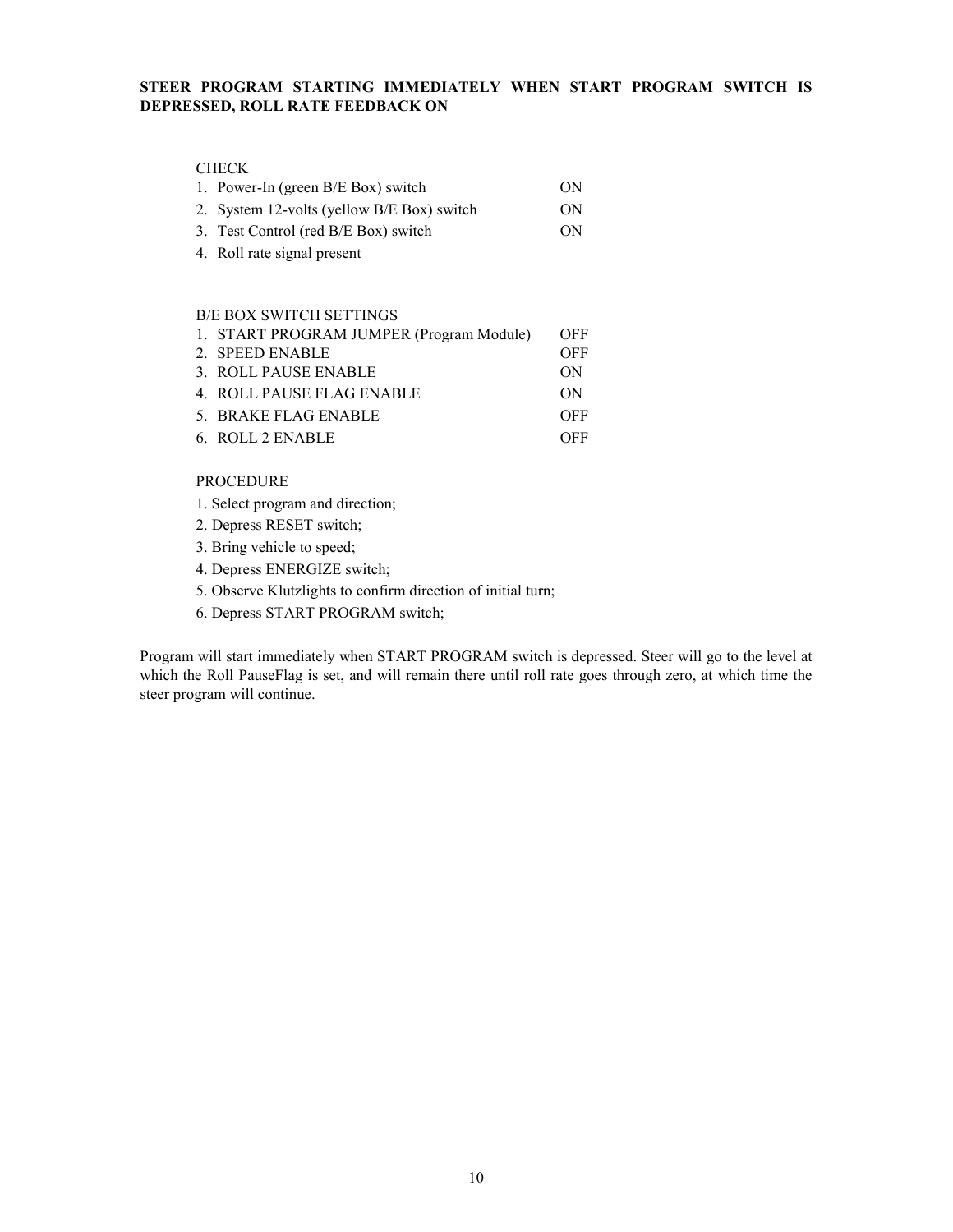**STEER PROGRAM STARTING IMMEDIATELY WHEN START PROGRAM SWITCH IS DEPRESSED, ROLL RATE FEEDBACK ON**

CHECK

| | |
|---|---|
| 1. Power-In (green B/E Box) switch | ON |
| 2. System 12-volts (yellow B/E Box) switch | ON |
| 3. Test Control (red B/E Box) switch | ON |
| 4. Roll rate signal present | |

B/E BOX SWITCH SETTINGS

| | |
|---|---|
| 1. START PROGRAM JUMPER (Program Module) | OFF |
| 2. SPEED ENABLE | OFF |
| 3. ROLL PAUSE ENABLE | ON |
| 4. ROLL PAUSE FLAG ENABLE | ON |
| 5. BRAKE FLAG ENABLE | OFF |
| 6. ROLL 2 ENABLE | OFF |

PROCEDURE

1. Select program and direction;
2. Depress RESET switch;
3. Bring vehicle to speed;
4. Depress ENERGIZE switch;
5. Observe Klutzlights to confirm direction of initial turn;
6. Depress START PROGRAM switch;

Program will start immediately when START PROGRAM switch is depressed. Steer will go to the level at which the Roll PauseFlag is set, and will remain there until roll rate goes through zero, at which time the steer program will continue.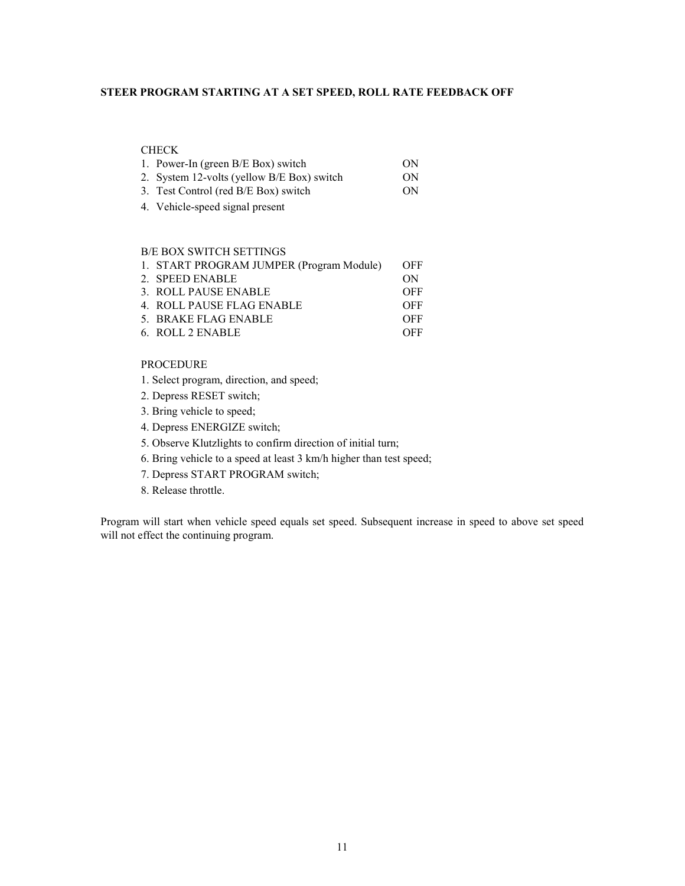**STEER PROGRAM STARTING AT A SET SPEED, ROLL RATE FEEDBACK OFF**

CHECK

| | |
|---|---|
| 1. Power-In (green B/E Box) switch | ON |
| 2. System 12-volts (yellow B/E Box) switch | ON |
| 3. Test Control (red B/E Box) switch | ON |
| 4. Vehicle-speed signal present | |

B/E BOX SWITCH SETTINGS

| | |
|---|---|
| 1. START PROGRAM JUMPER (Program Module) | OFF |
| 2. SPEED ENABLE | ON |
| 3. ROLL PAUSE ENABLE | OFF |
| 4. ROLL PAUSE FLAG ENABLE | OFF |
| 5. BRAKE FLAG ENABLE | OFF |
| 6. ROLL 2 ENABLE | OFF |

PROCEDURE

1. Select program, direction, and speed;
2. Depress RESET switch;
3. Bring vehicle to speed;
4. Depress ENERGIZE switch;
5. Observe Klutzlights to confirm direction of initial turn;
6. Bring vehicle to a speed at least 3 km/h higher than test speed;
7. Depress START PROGRAM switch;
8. Release throttle.

Program will start when vehicle speed equals set speed. Subsequent increase in speed to above set speed will not effect the continuing program.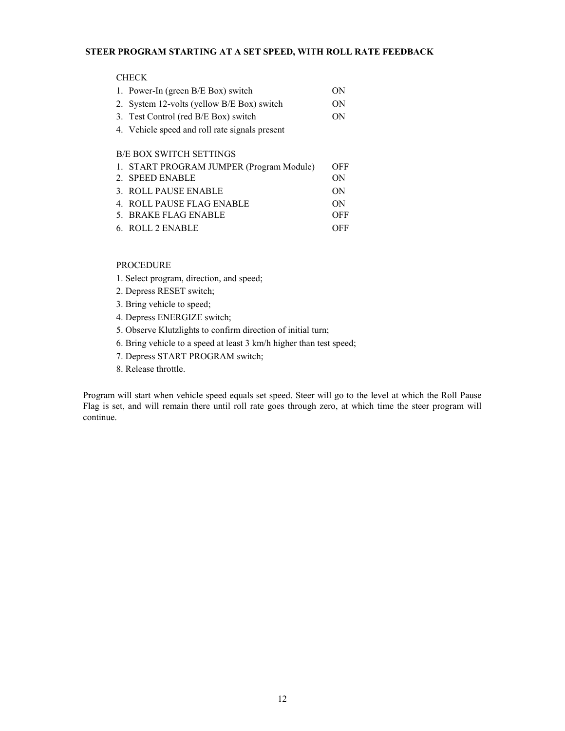### STEER PROGRAM STARTING AT A SET SPEED, WITH ROLL RATE FEEDBACK

CHECK

| | |
|---|---|
| 1. Power-In (green B/E Box) switch | ON |
| 2. System 12-volts (yellow B/E Box) switch | ON |
| 3. Test Control (red B/E Box) switch | ON |
| 4. Vehicle speed and roll rate signals present | |

B/E BOX SWITCH SETTINGS

| | |
|---|---|
| 1. START PROGRAM JUMPER (Program Module) | OFF |
| 2. SPEED ENABLE | ON |
| 3. ROLL PAUSE ENABLE | ON |
| 4. ROLL PAUSE FLAG ENABLE | ON |
| 5. BRAKE FLAG ENABLE | OFF |
| 6. ROLL 2 ENABLE | OFF |

PROCEDURE

1. Select program, direction, and speed;
2. Depress RESET switch;
3. Bring vehicle to speed;
4. Depress ENERGIZE switch;
5. Observe Klutzlights to confirm direction of initial turn;
6. Bring vehicle to a speed at least 3 km/h higher than test speed;
7. Depress START PROGRAM switch;
8. Release throttle.

Program will start when vehicle speed equals set speed. Steer will go to the level at which the Roll Pause Flag is set, and will remain there until roll rate goes through zero, at which time the steer program will continue.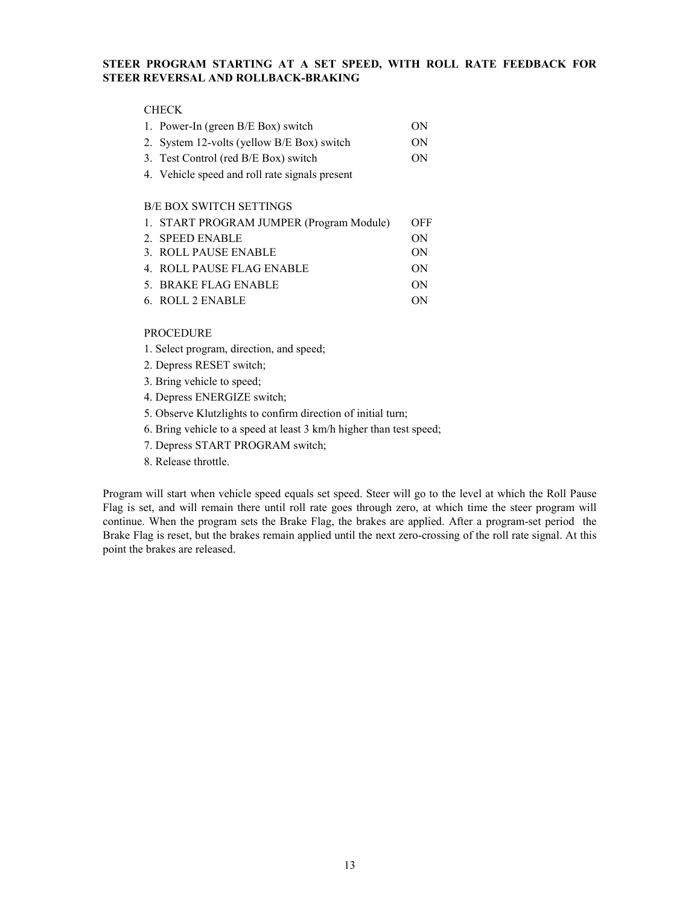**STEER PROGRAM STARTING AT A SET SPEED, WITH ROLL RATE FEEDBACK FOR STEER REVERSAL AND ROLLBACK-BRAKING**

CHECK

| | |
|---|---|
| 1. Power-In (green B/E Box) switch | ON |
| 2. System 12-volts (yellow B/E Box) switch | ON |
| 3. Test Control (red B/E Box) switch | ON |
| 4. Vehicle speed and roll rate signals present | |

B/E BOX SWITCH SETTINGS

| | |
|---|---|
| 1. START PROGRAM JUMPER (Program Module) | OFF |
| 2. SPEED ENABLE | ON |
| 3. ROLL PAUSE ENABLE | ON |
| 4. ROLL PAUSE FLAG ENABLE | ON |
| 5. BRAKE FLAG ENABLE | ON |
| 6. ROLL 2 ENABLE | ON |

PROCEDURE

1. Select program, direction, and speed;
2. Depress RESET switch;
3. Bring vehicle to speed;
4. Depress ENERGIZE switch;
5. Observe Klutzlights to confirm direction of initial turn;
6. Bring vehicle to a speed at least 3 km/h higher than test speed;
7. Depress START PROGRAM switch;
8. Release throttle.

Program will start when vehicle speed equals set speed. Steer will go to the level at which the Roll Pause Flag is set, and will remain there until roll rate goes through zero, at which time the steer program will continue. When the program sets the Brake Flag, the brakes are applied. After a program-set period the Brake Flag is reset, but the brakes remain applied until the next zero-crossing of the roll rate signal. At this point the brakes are released.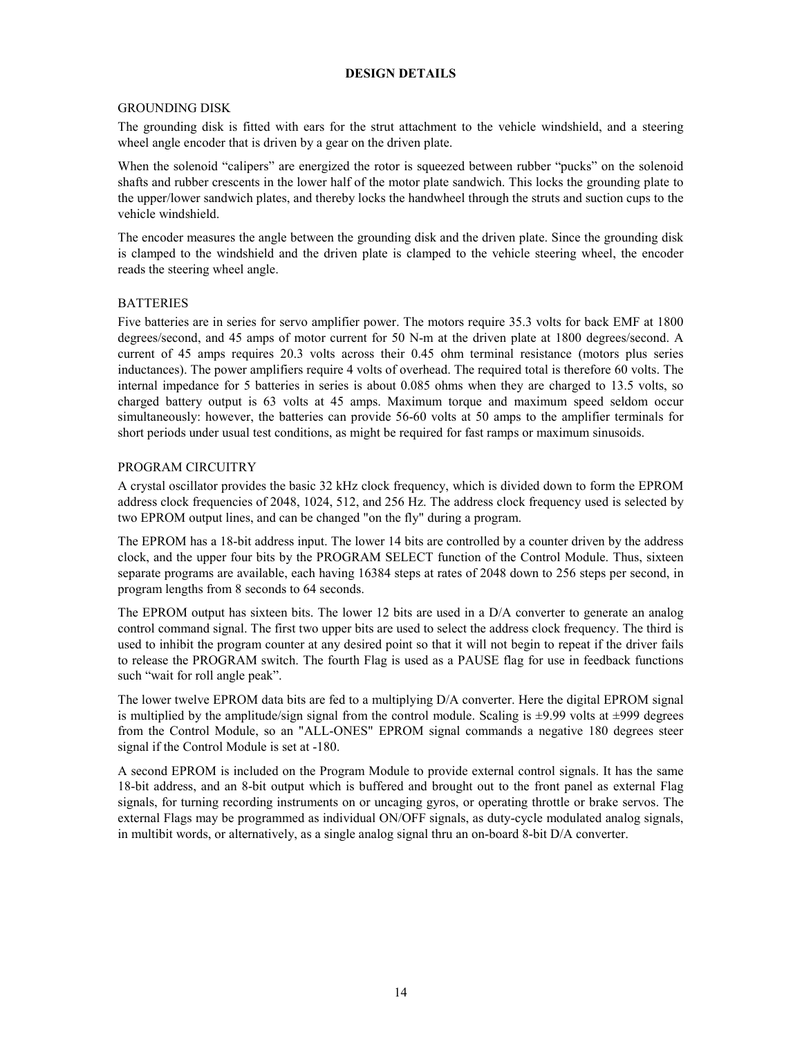## DESIGN DETAILS

### GROUNDING DISK

The grounding disk is fitted with ears for the strut attachment to the vehicle windshield, and a steering wheel angle encoder that is driven by a gear on the driven plate.

When the solenoid "calipers" are energized the rotor is squeezed between rubber "pucks" on the solenoid shafts and rubber crescents in the lower half of the motor plate sandwich. This locks the grounding plate to the upper/lower sandwich plates, and thereby locks the handwheel through the struts and suction cups to the vehicle windshield.

The encoder measures the angle between the grounding disk and the driven plate. Since the grounding disk is clamped to the windshield and the driven plate is clamped to the vehicle steering wheel, the encoder reads the steering wheel angle.

### BATTERIES

Five batteries are in series for servo amplifier power. The motors require 35.3 volts for back EMF at 1800 degrees/second, and 45 amps of motor current for 50 N-m at the driven plate at 1800 degrees/second. A current of 45 amps requires 20.3 volts across their 0.45 ohm terminal resistance (motors plus series inductances). The power amplifiers require 4 volts of overhead. The required total is therefore 60 volts. The internal impedance for 5 batteries in series is about 0.085 ohms when they are charged to 13.5 volts, so charged battery output is 63 volts at 45 amps. Maximum torque and maximum speed seldom occur simultaneously: however, the batteries can provide 56-60 volts at 50 amps to the amplifier terminals for short periods under usual test conditions, as might be required for fast ramps or maximum sinusoids.

### PROGRAM CIRCUITRY

A crystal oscillator provides the basic 32 kHz clock frequency, which is divided down to form the EPROM address clock frequencies of 2048, 1024, 512, and 256 Hz. The address clock frequency used is selected by two EPROM output lines, and can be changed "on the fly" during a program.

The EPROM has a 18-bit address input. The lower 14 bits are controlled by a counter driven by the address clock, and the upper four bits by the PROGRAM SELECT function of the Control Module. Thus, sixteen separate programs are available, each having 16384 steps at rates of 2048 down to 256 steps per second, in program lengths from 8 seconds to 64 seconds.

The EPROM output has sixteen bits. The lower 12 bits are used in a D/A converter to generate an analog control command signal. The first two upper bits are used to select the address clock frequency. The third is used to inhibit the program counter at any desired point so that it will not begin to repeat if the driver fails to release the PROGRAM switch. The fourth Flag is used as a PAUSE flag for use in feedback functions such "wait for roll angle peak".

The lower twelve EPROM data bits are fed to a multiplying D/A converter. Here the digital EPROM signal is multiplied by the amplitude/sign signal from the control module. Scaling is ±9.99 volts at ±999 degrees from the Control Module, so an "ALL-ONES" EPROM signal commands a negative 180 degrees steer signal if the Control Module is set at -180.

A second EPROM is included on the Program Module to provide external control signals. It has the same 18-bit address, and an 8-bit output which is buffered and brought out to the front panel as external Flag signals, for turning recording instruments on or uncaging gyros, or operating throttle or brake servos. The external Flags may be programmed as individual ON/OFF signals, as duty-cycle modulated analog signals, in multibit words, or alternatively, as a single analog signal thru an on-board 8-bit D/A converter.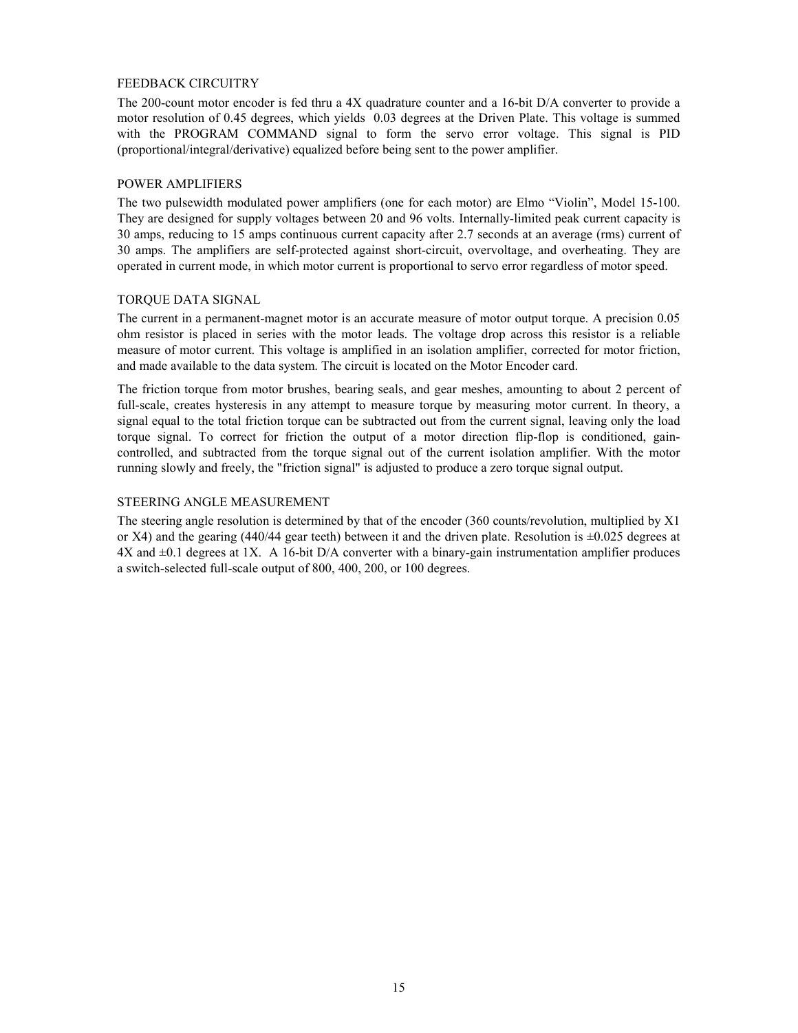## FEEDBACK CIRCUITRY

The 200-count motor encoder is fed thru a 4X quadrature counter and a 16-bit D/A converter to provide a motor resolution of 0.45 degrees, which yields 0.03 degrees at the Driven Plate. This voltage is summed with the PROGRAM COMMAND signal to form the servo error voltage. This signal is PID (proportional/integral/derivative) equalized before being sent to the power amplifier.

## POWER AMPLIFIERS

The two pulsewidth modulated power amplifiers (one for each motor) are Elmo "Violin", Model 15-100. They are designed for supply voltages between 20 and 96 volts. Internally-limited peak current capacity is 30 amps, reducing to 15 amps continuous current capacity after 2.7 seconds at an average (rms) current of 30 amps. The amplifiers are self-protected against short-circuit, overvoltage, and overheating. They are operated in current mode, in which motor current is proportional to servo error regardless of motor speed.

## TORQUE DATA SIGNAL

The current in a permanent-magnet motor is an accurate measure of motor output torque. A precision 0.05 ohm resistor is placed in series with the motor leads. The voltage drop across this resistor is a reliable measure of motor current. This voltage is amplified in an isolation amplifier, corrected for motor friction, and made available to the data system. The circuit is located on the Motor Encoder card.

The friction torque from motor brushes, bearing seals, and gear meshes, amounting to about 2 percent of full-scale, creates hysteresis in any attempt to measure torque by measuring motor current. In theory, a signal equal to the total friction torque can be subtracted out from the current signal, leaving only the load torque signal. To correct for friction the output of a motor direction flip-flop is conditioned, gain-controlled, and subtracted from the torque signal out of the current isolation amplifier. With the motor running slowly and freely, the "friction signal" is adjusted to produce a zero torque signal output.

## STEERING ANGLE MEASUREMENT

The steering angle resolution is determined by that of the encoder (360 counts/revolution, multiplied by X1 or X4) and the gearing (440/44 gear teeth) between it and the driven plate. Resolution is ±0.025 degrees at 4X and ±0.1 degrees at 1X. A 16-bit D/A converter with a binary-gain instrumentation amplifier produces a switch-selected full-scale output of 800, 400, 200, or 100 degrees.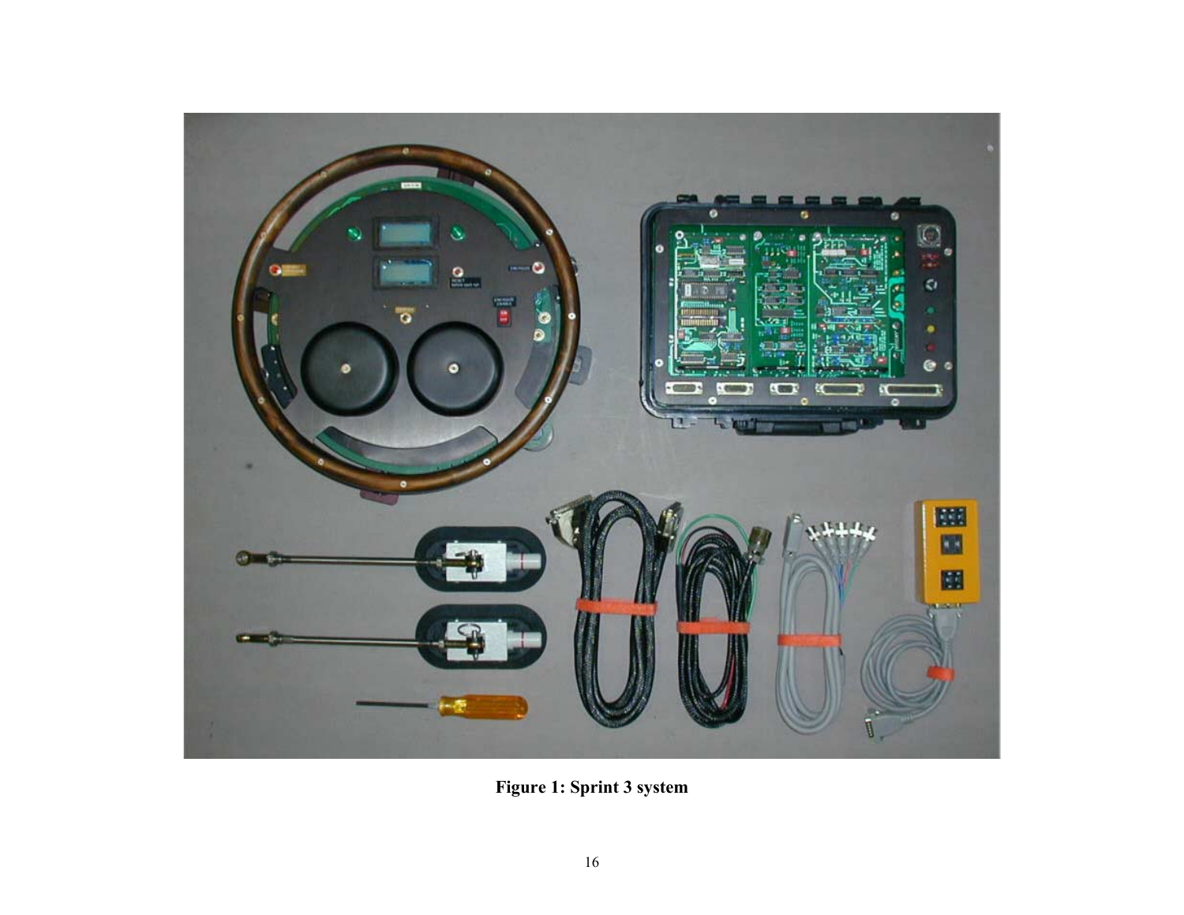**Figure 1: Sprint 3 system**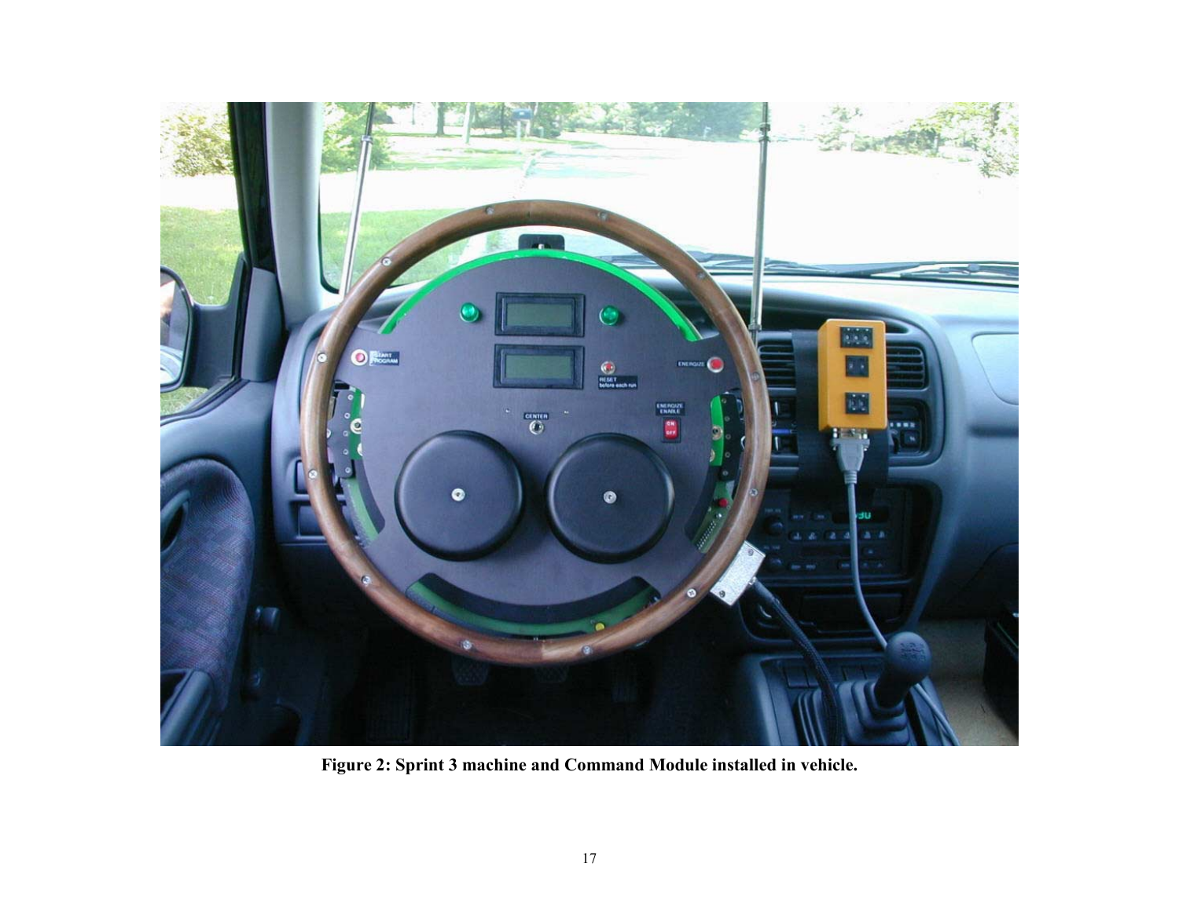**Figure 2: Sprint 3 machine and Command Module installed in vehicle.**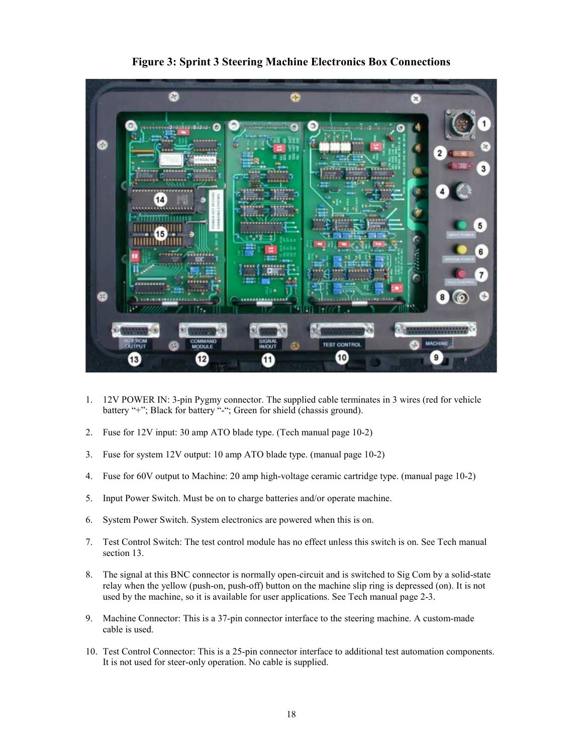**Figure 3: Sprint 3 Steering Machine Electronics Box Connections**

1. 12V POWER IN: 3-pin Pygmy connector. The supplied cable terminates in 3 wires (red for vehicle battery "+"; Black for battery "-"; Green for shield (chassis ground).

2. Fuse for 12V input: 30 amp ATO blade type. (Tech manual page 10-2)

3. Fuse for system 12V output: 10 amp ATO blade type. (manual page 10-2)

4. Fuse for 60V output to Machine: 20 amp high-voltage ceramic cartridge type. (manual page 10-2)

5. Input Power Switch. Must be on to charge batteries and/or operate machine.

6. System Power Switch. System electronics are powered when this is on.

7. Test Control Switch: The test control module has no effect unless this switch is on. See Tech manual section 13.

8. The signal at this BNC connector is normally open-circuit and is switched to Sig Com by a solid-state relay when the yellow (push-on, push-off) button on the machine slip ring is depressed (on). It is not used by the machine, so it is available for user applications. See Tech manual page 2-3.

9. Machine Connector: This is a 37-pin connector interface to the steering machine. A custom-made cable is used.

10. Test Control Connector: This is a 25-pin connector interface to additional test automation components. It is not used for steer-only operation. No cable is supplied.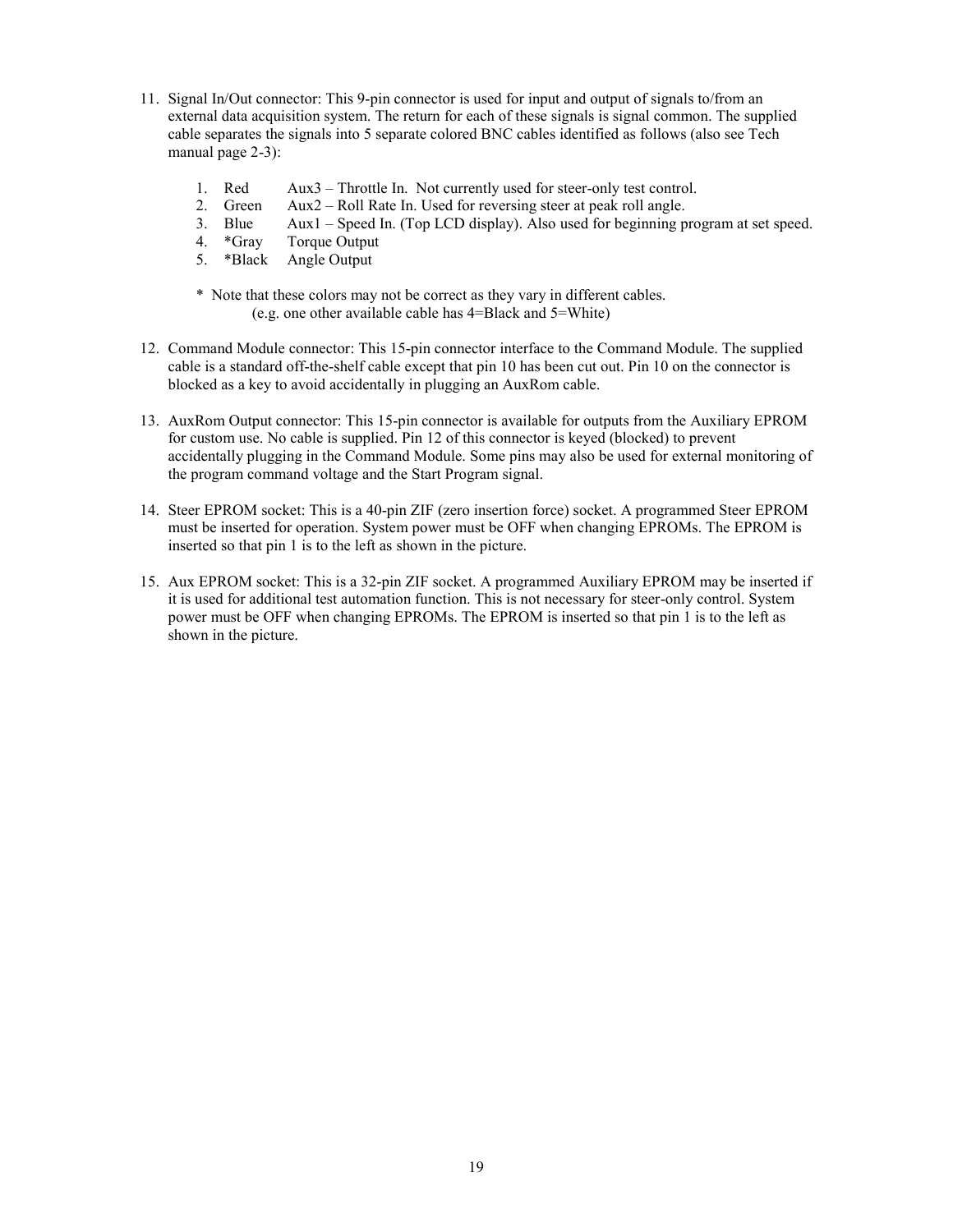11. Signal In/Out connector: This 9-pin connector is used for input and output of signals to/from an external data acquisition system. The return for each of these signals is signal common. The supplied cable separates the signals into 5 separate colored BNC cables identified as follows (also see Tech manual page 2-3):

    1. Red      Aux3 – Throttle In.  Not currently used for steer-only test control.
    2. Green    Aux2 – Roll Rate In. Used for reversing steer at peak roll angle.
    3. Blue     Aux1 – Speed In. (Top LCD display). Also used for beginning program at set speed.
    4. *Gray    Torque Output
    5. *Black   Angle Output

    \*  Note that these colors may not be correct as they vary in different cables.
    (e.g. one other available cable has 4=Black and 5=White)

12. Command Module connector: This 15-pin connector interface to the Command Module. The supplied cable is a standard off-the-shelf cable except that pin 10 has been cut out. Pin 10 on the connector is blocked as a key to avoid accidentally in plugging an AuxRom cable.

13. AuxRom Output connector: This 15-pin connector is available for outputs from the Auxiliary EPROM for custom use. No cable is supplied. Pin 12 of this connector is keyed (blocked) to prevent accidentally plugging in the Command Module. Some pins may also be used for external monitoring of the program command voltage and the Start Program signal.

14. Steer EPROM socket: This is a 40-pin ZIF (zero insertion force) socket. A programmed Steer EPROM must be inserted for operation. System power must be OFF when changing EPROMs. The EPROM is inserted so that pin 1 is to the left as shown in the picture.

15. Aux EPROM socket: This is a 32-pin ZIF socket. A programmed Auxiliary EPROM may be inserted if it is used for additional test automation function. This is not necessary for steer-only control. System power must be OFF when changing EPROMs. The EPROM is inserted so that pin 1 is to the left as shown in the picture.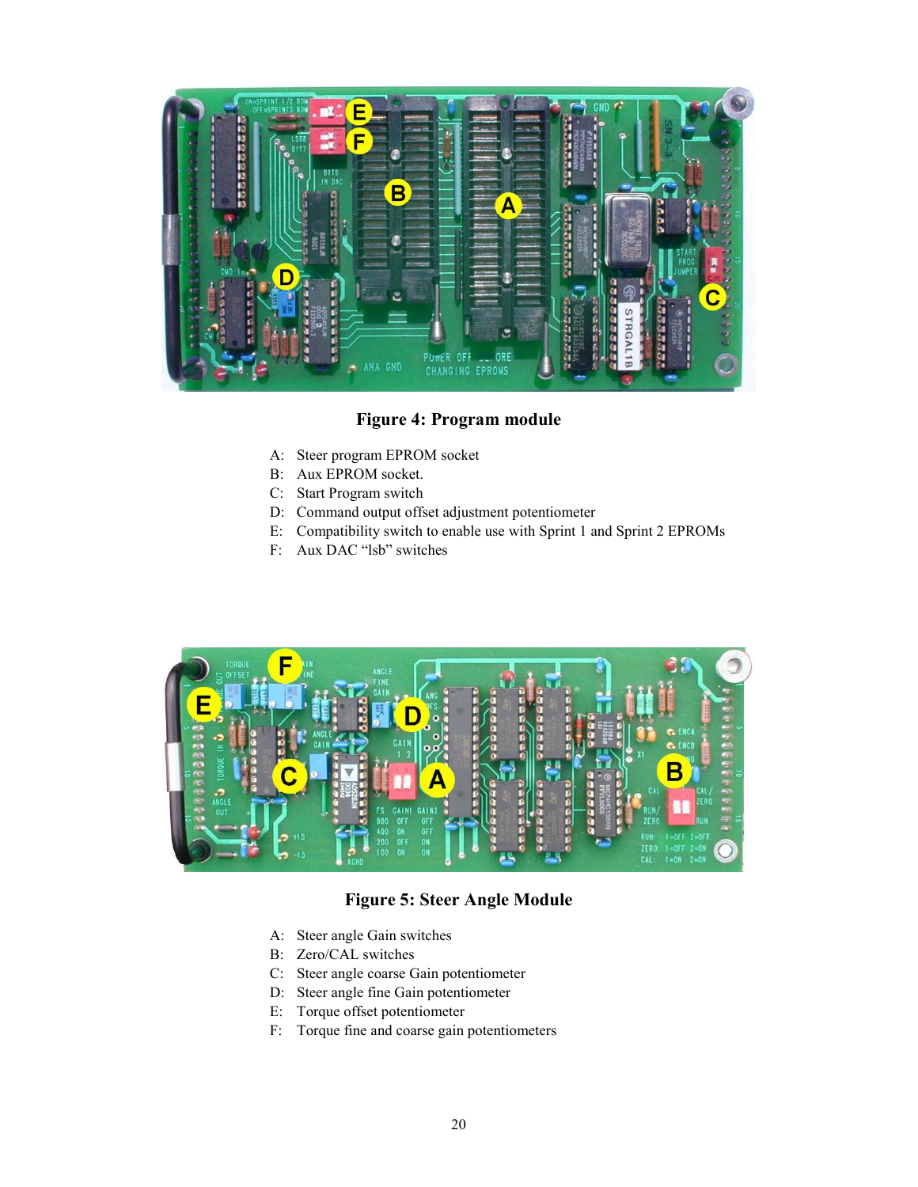**Figure 4: Program module**

A: Steer program EPROM socket
B: Aux EPROM socket.
C: Start Program switch
D: Command output offset adjustment potentiometer
E: Compatibility switch to enable use with Sprint 1 and Sprint 2 EPROMs
F: Aux DAC "lsb" switches

**Figure 5: Steer Angle Module**

A: Steer angle Gain switches
B: Zero/CAL switches
C: Steer angle coarse Gain potentiometer
D: Steer angle fine Gain potentiometer
E: Torque offset potentiometer
F: Torque fine and coarse gain potentiometers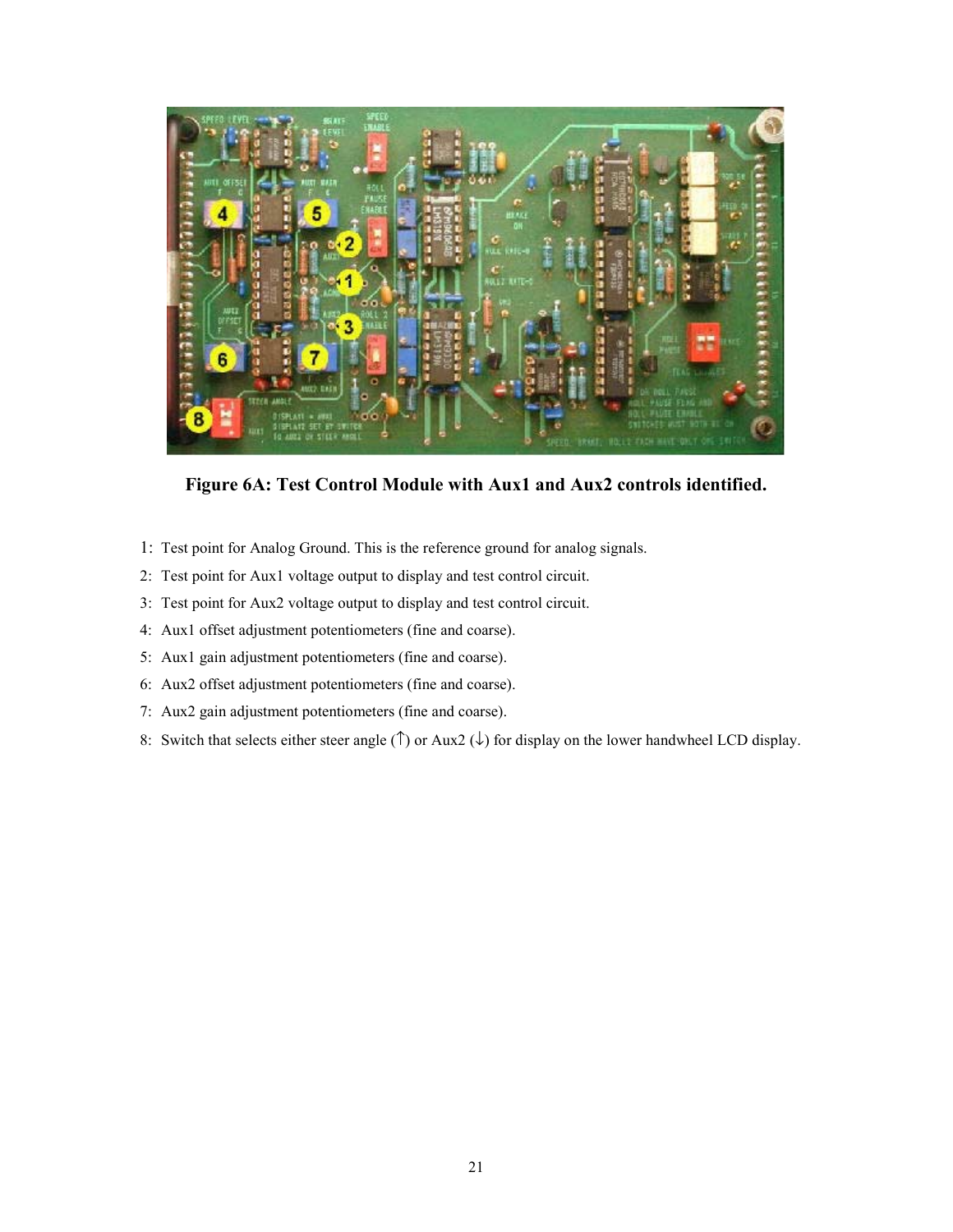**Figure 6A: Test Control Module with Aux1 and Aux2 controls identified.**

1: Test point for Analog Ground. This is the reference ground for analog signals.
2: Test point for Aux1 voltage output to display and test control circuit.
3: Test point for Aux2 voltage output to display and test control circuit.
4: Aux1 offset adjustment potentiometers (fine and coarse).
5: Aux1 gain adjustment potentiometers (fine and coarse).
6: Aux2 offset adjustment potentiometers (fine and coarse).
7: Aux2 gain adjustment potentiometers (fine and coarse).
8: Switch that selects either steer angle (↑) or Aux2 (↓) for display on the lower handwheel LCD display.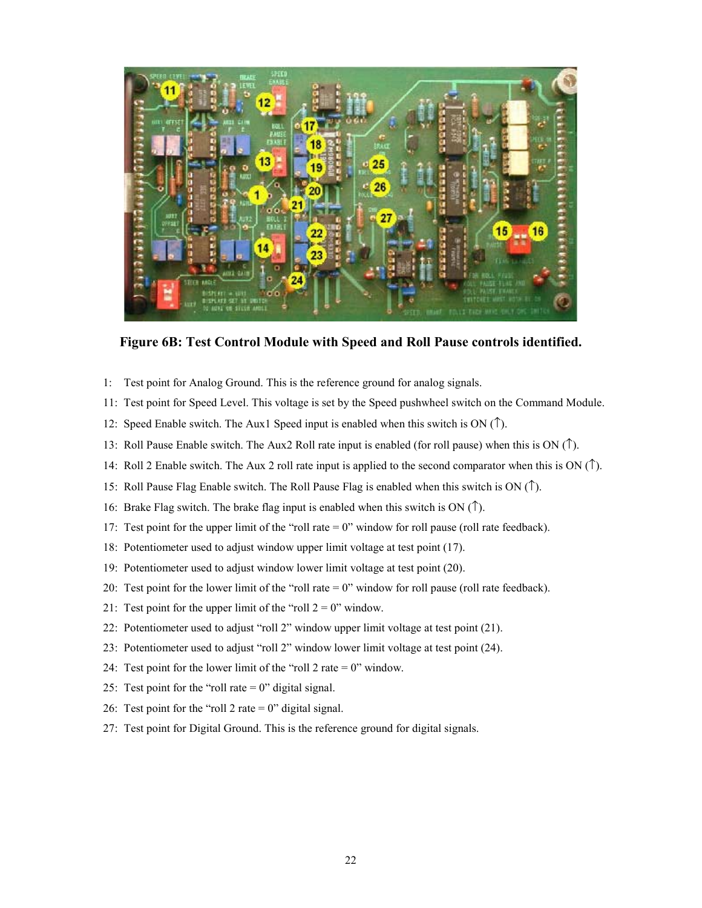**Figure 6B: Test Control Module with Speed and Roll Pause controls identified.**

1: Test point for Analog Ground. This is the reference ground for analog signals.

11: Test point for Speed Level. This voltage is set by the Speed pushwheel switch on the Command Module.

12: Speed Enable switch. The Aux1 Speed input is enabled when this switch is ON (↑).

13: Roll Pause Enable switch. The Aux2 Roll rate input is enabled (for roll pause) when this is ON (↑).

14: Roll 2 Enable switch. The Aux 2 roll rate input is applied to the second comparator when this is ON (↑).

15: Roll Pause Flag Enable switch. The Roll Pause Flag is enabled when this switch is ON (↑).

16: Brake Flag switch. The brake flag input is enabled when this switch is ON (↑).

17: Test point for the upper limit of the "roll rate = 0" window for roll pause (roll rate feedback).

18: Potentiometer used to adjust window upper limit voltage at test point (17).

19: Potentiometer used to adjust window lower limit voltage at test point (20).

20: Test point for the lower limit of the "roll rate = 0" window for roll pause (roll rate feedback).

21: Test point for the upper limit of the "roll 2 = 0" window.

22: Potentiometer used to adjust "roll 2" window upper limit voltage at test point (21).

23: Potentiometer used to adjust "roll 2" window lower limit voltage at test point (24).

24: Test point for the lower limit of the "roll 2 rate = 0" window.

25: Test point for the "roll rate = 0" digital signal.

26: Test point for the "roll 2 rate = 0" digital signal.

27: Test point for Digital Ground. This is the reference ground for digital signals.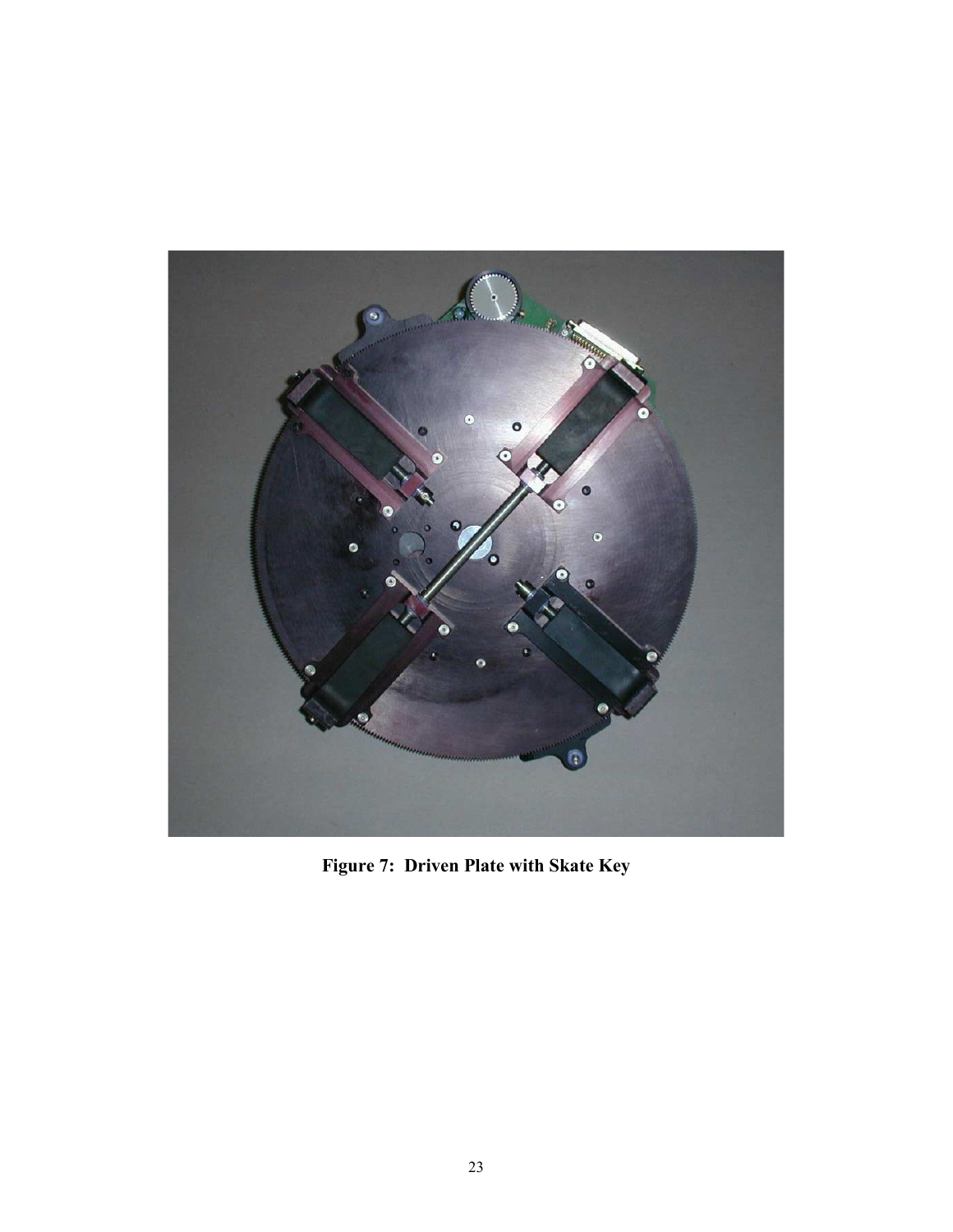**Figure 7: Driven Plate with Skate Key**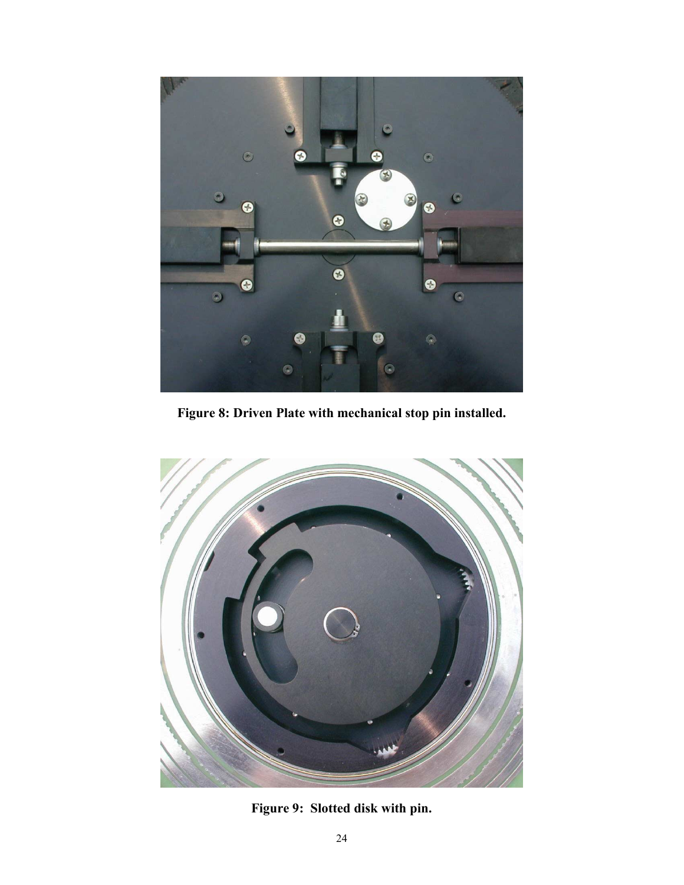**Figure 8: Driven Plate with mechanical stop pin installed.**

**Figure 9: Slotted disk with pin.**